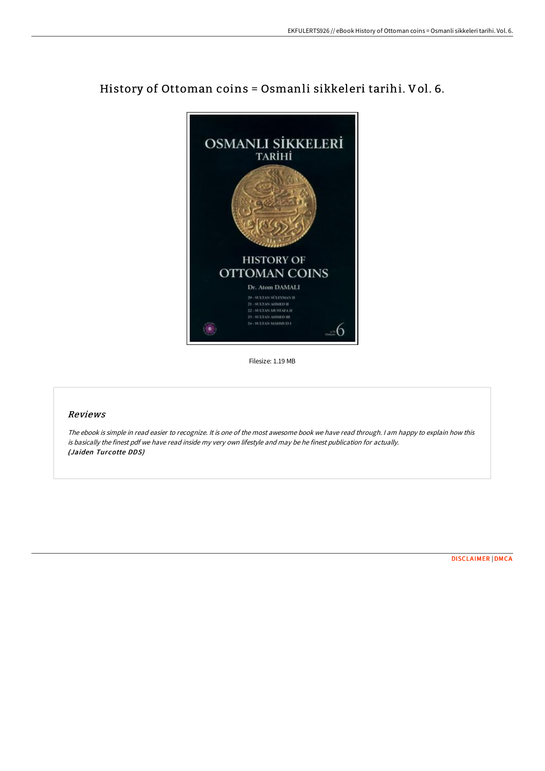# History of Ottoman coins = Osmanli sikkeleri tarihi. Vol. 6.

Filesize: 1.19 MB

## Reviews

*The ebook is simple in read easier to recognize. It is one of the most awesome book we have read through. I am happy to explain how this is basically the finest pdf we have read inside my very own lifestyle and may be he finest publication for actually.*
***(Jaiden Turcotte DDS)***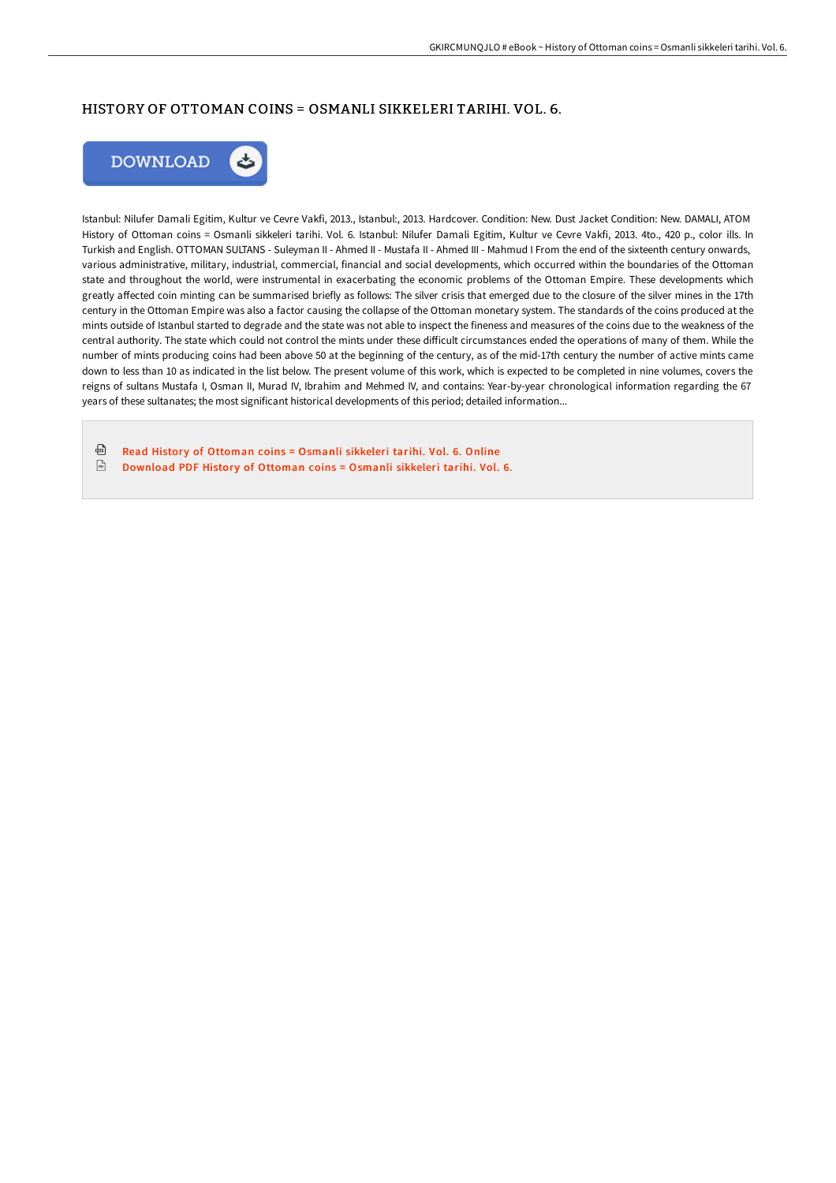# HISTORY OF OTTOMAN COINS = OSMANLI SIKKELERI TARIHI. VOL. 6.

DOWNLOAD

Istanbul: Nilufer Damali Egitim, Kultur ve Cevre Vakfi, 2013., Istanbul:, 2013. Hardcover. Condition: New. Dust Jacket Condition: New. DAMALI, ATOM History of Ottoman coins = Osmanli sikkeleri tarihi. Vol. 6. Istanbul: Nilufer Damali Egitim, Kultur ve Cevre Vakfi, 2013. 4to., 420 p., color ills. In Turkish and English. OTTOMAN SULTANS - Suleyman II - Ahmed II - Mustafa II - Ahmed III - Mahmud I From the end of the sixteenth century onwards, various administrative, military, industrial, commercial, financial and social developments, which occurred within the boundaries of the Ottoman state and throughout the world, were instrumental in exacerbating the economic problems of the Ottoman Empire. These developments which greatly affected coin minting can be summarised briefly as follows: The silver crisis that emerged due to the closure of the silver mines in the 17th century in the Ottoman Empire was also a factor causing the collapse of the Ottoman monetary system. The standards of the coins produced at the mints outside of Istanbul started to degrade and the state was not able to inspect the fineness and measures of the coins due to the weakness of the central authority. The state which could not control the mints under these difficult circumstances ended the operations of many of them. While the number of mints producing coins had been above 50 at the beginning of the century, as of the mid-17th century the number of active mints came down to less than 10 as indicated in the list below. The present volume of this work, which is expected to be completed in nine volumes, covers the reigns of sultans Mustafa I, Osman II, Murad IV, Ibrahim and Mehmed IV, and contains: Year-by-year chronological information regarding the 67 years of these sultanates; the most significant historical developments of this period; detailed information...

Read History of Ottoman coins = Osmanli sikkeleri tarihi. Vol. 6. Online
Download PDF History of Ottoman coins = Osmanli sikkeleri tarihi. Vol. 6.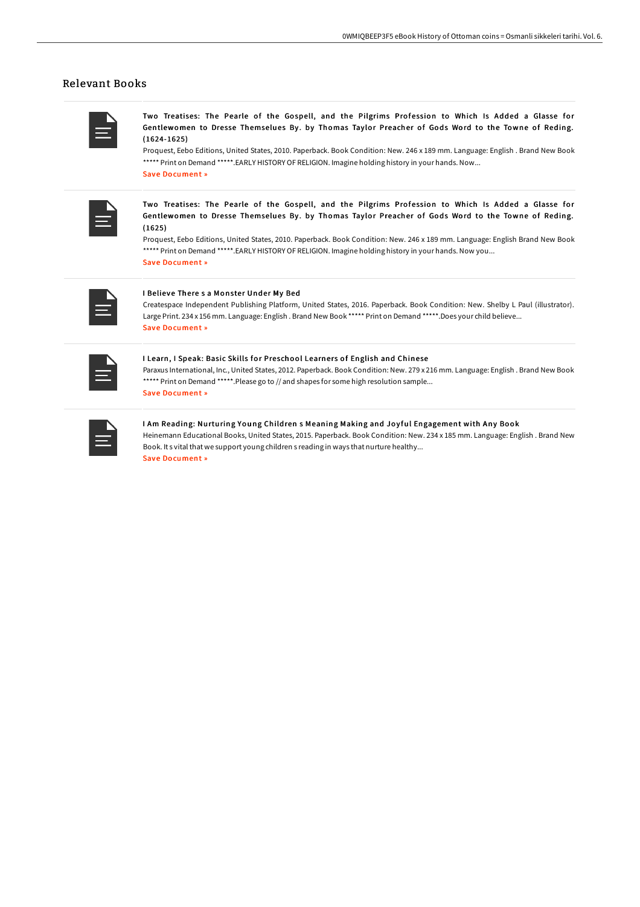## Relevant Books

**Two Treatises: The Pearle of the Gospell, and the Pilgrims Profession to Which Is Added a Glasse for Gentlewomen to Dresse Themselues By. by Thomas Taylor Preacher of Gods Word to the Towne of Reding. (1624-1625)**

Proquest, Eebo Editions, United States, 2010. Paperback. Book Condition: New. 246 x 189 mm. Language: English . Brand New Book ***** Print on Demand *****.EARLY HISTORY OF RELIGION. Imagine holding history in your hands. Now...

Save Document »

**Two Treatises: The Pearle of the Gospell, and the Pilgrims Profession to Which Is Added a Glasse for Gentlewomen to Dresse Themselues By. by Thomas Taylor Preacher of Gods Word to the Towne of Reding. (1625)**

Proquest, Eebo Editions, United States, 2010. Paperback. Book Condition: New. 246 x 189 mm. Language: English Brand New Book ***** Print on Demand *****.EARLY HISTORY OF RELIGION. Imagine holding history in your hands. Now you...

Save Document »

**I Believe There s a Monster Under My Bed**

Createspace Independent Publishing Platform, United States, 2016. Paperback. Book Condition: New. Shelby L Paul (illustrator). Large Print. 234 x 156 mm. Language: English . Brand New Book ***** Print on Demand *****.Does your child believe...

Save Document »

**I Learn, I Speak: Basic Skills for Preschool Learners of English and Chinese**

Paraxus International, Inc., United States, 2012. Paperback. Book Condition: New. 279 x 216 mm. Language: English . Brand New Book ***** Print on Demand *****.Please go to // and shapes for some high resolution sample...

Save Document »

**I Am Reading: Nurturing Young Children s Meaning Making and Joyful Engagement with Any Book**

Heinemann Educational Books, United States, 2015. Paperback. Book Condition: New. 234 x 185 mm. Language: English . Brand New Book. It s vital that we support young children s reading in ways that nurture healthy...

Save Document »